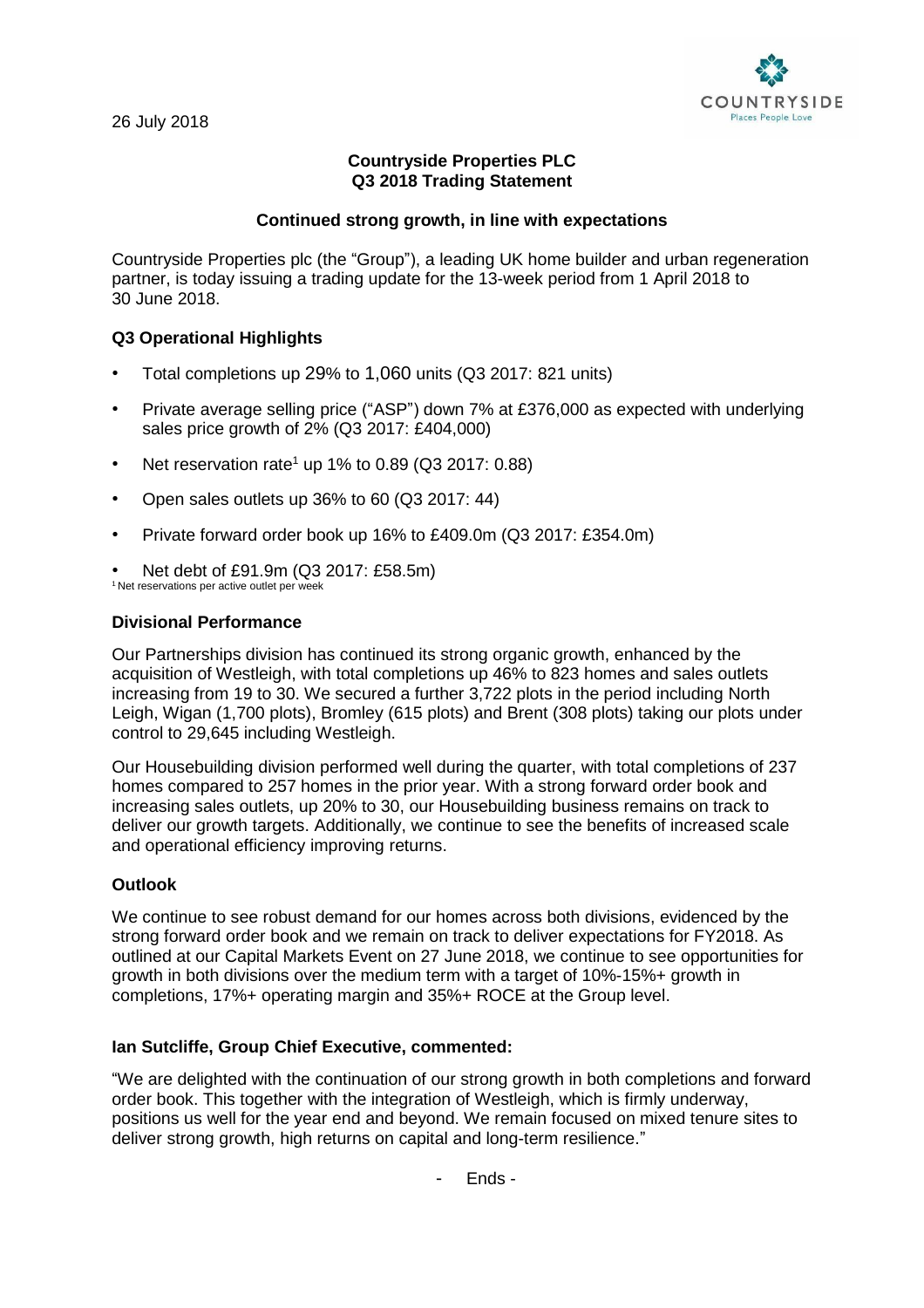26 July 2018

**Countryside Properties PLC**
**Q3 2018 Trading Statement**

**Continued strong growth, in line with expectations**

Countryside Properties plc (the "Group"), a leading UK home builder and urban regeneration partner, is today issuing a trading update for the 13-week period from 1 April 2018 to 30 June 2018.

## Q3 Operational Highlights

- Total completions up 29% to 1,060 units (Q3 2017: 821 units)
- Private average selling price ("ASP") down 7% at £376,000 as expected with underlying sales price growth of 2% (Q3 2017: £404,000)
- Net reservation rate[1] up 1% to 0.89 (Q3 2017: 0.88)
- Open sales outlets up 36% to 60 (Q3 2017: 44)
- Private forward order book up 16% to £409.0m (Q3 2017: £354.0m)
- Net debt of £91.9m (Q3 2017: £58.5m)

[1] Net reservations per active outlet per week

## Divisional Performance

Our Partnerships division has continued its strong organic growth, enhanced by the acquisition of Westleigh, with total completions up 46% to 823 homes and sales outlets increasing from 19 to 30. We secured a further 3,722 plots in the period including North Leigh, Wigan (1,700 plots), Bromley (615 plots) and Brent (308 plots) taking our plots under control to 29,645 including Westleigh.

Our Housebuilding division performed well during the quarter, with total completions of 237 homes compared to 257 homes in the prior year. With a strong forward order book and increasing sales outlets, up 20% to 30, our Housebuilding business remains on track to deliver our growth targets. Additionally, we continue to see the benefits of increased scale and operational efficiency improving returns.

## Outlook

We continue to see robust demand for our homes across both divisions, evidenced by the strong forward order book and we remain on track to deliver expectations for FY2018. As outlined at our Capital Markets Event on 27 June 2018, we continue to see opportunities for growth in both divisions over the medium term with a target of 10%-15%+ growth in completions, 17%+ operating margin and 35%+ ROCE at the Group level.

**Ian Sutcliffe, Group Chief Executive, commented:**

"We are delighted with the continuation of our strong growth in both completions and forward order book. This together with the integration of Westleigh, which is firmly underway, positions us well for the year end and beyond. We remain focused on mixed tenure sites to deliver strong growth, high returns on capital and long-term resilience."

\- Ends -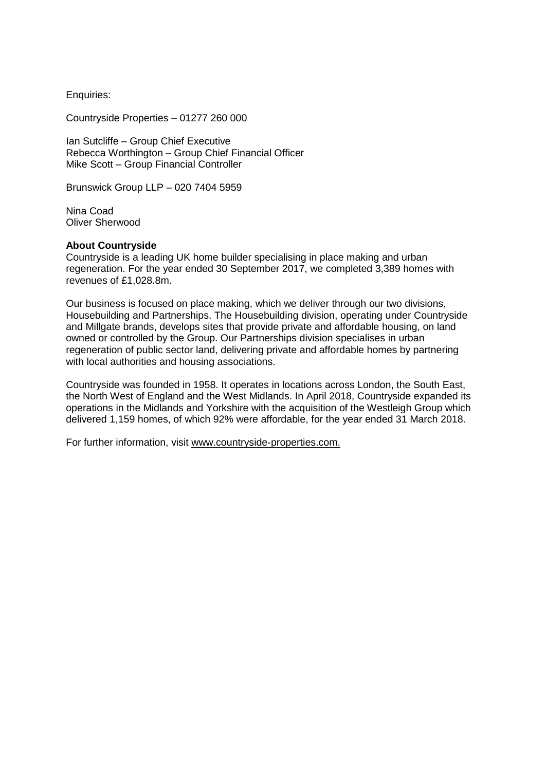Enquiries:

Countryside Properties – 01277 260 000

Ian Sutcliffe – Group Chief Executive
Rebecca Worthington – Group Chief Financial Officer
Mike Scott – Group Financial Controller

Brunswick Group LLP – 020 7404 5959

Nina Coad
Oliver Sherwood

**About Countryside**
Countryside is a leading UK home builder specialising in place making and urban regeneration. For the year ended 30 September 2017, we completed 3,389 homes with revenues of £1,028.8m.

Our business is focused on place making, which we deliver through our two divisions, Housebuilding and Partnerships. The Housebuilding division, operating under Countryside and Millgate brands, develops sites that provide private and affordable housing, on land owned or controlled by the Group. Our Partnerships division specialises in urban regeneration of public sector land, delivering private and affordable homes by partnering with local authorities and housing associations.

Countryside was founded in 1958. It operates in locations across London, the South East, the North West of England and the West Midlands. In April 2018, Countryside expanded its operations in the Midlands and Yorkshire with the acquisition of the Westleigh Group which delivered 1,159 homes, of which 92% were affordable, for the year ended 31 March 2018.

For further information, visit www.countryside-properties.com.